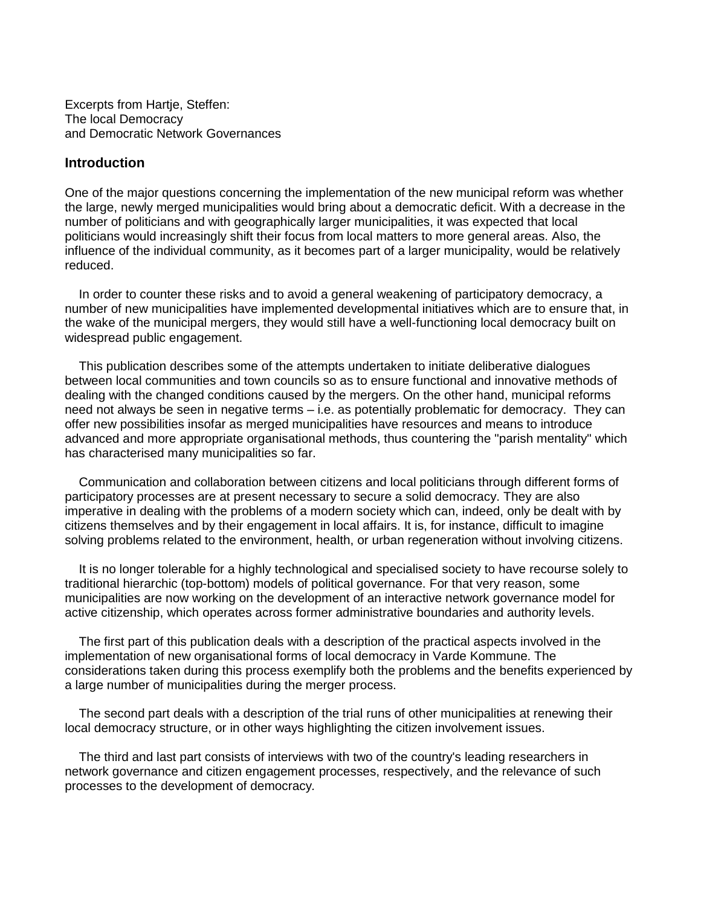Excerpts from Hartje, Steffen:
The local Democracy
and Democratic Network Governances

## Introduction

One of the major questions concerning the implementation of the new municipal reform was whether the large, newly merged municipalities would bring about a democratic deficit. With a decrease in the number of politicians and with geographically larger municipalities, it was expected that local politicians would increasingly shift their focus from local matters to more general areas. Also, the influence of the individual community, as it becomes part of a larger municipality, would be relatively reduced.

In order to counter these risks and to avoid a general weakening of participatory democracy, a number of new municipalities have implemented developmental initiatives which are to ensure that, in the wake of the municipal mergers, they would still have a well-functioning local democracy built on widespread public engagement.

This publication describes some of the attempts undertaken to initiate deliberative dialogues between local communities and town councils so as to ensure functional and innovative methods of dealing with the changed conditions caused by the mergers. On the other hand, municipal reforms need not always be seen in negative terms – i.e. as potentially problematic for democracy. They can offer new possibilities insofar as merged municipalities have resources and means to introduce advanced and more appropriate organisational methods, thus countering the "parish mentality" which has characterised many municipalities so far.

Communication and collaboration between citizens and local politicians through different forms of participatory processes are at present necessary to secure a solid democracy. They are also imperative in dealing with the problems of a modern society which can, indeed, only be dealt with by citizens themselves and by their engagement in local affairs. It is, for instance, difficult to imagine solving problems related to the environment, health, or urban regeneration without involving citizens.

It is no longer tolerable for a highly technological and specialised society to have recourse solely to traditional hierarchic (top-bottom) models of political governance. For that very reason, some municipalities are now working on the development of an interactive network governance model for active citizenship, which operates across former administrative boundaries and authority levels.

The first part of this publication deals with a description of the practical aspects involved in the implementation of new organisational forms of local democracy in Varde Kommune. The considerations taken during this process exemplify both the problems and the benefits experienced by a large number of municipalities during the merger process.

The second part deals with a description of the trial runs of other municipalities at renewing their local democracy structure, or in other ways highlighting the citizen involvement issues.

The third and last part consists of interviews with two of the country's leading researchers in network governance and citizen engagement processes, respectively, and the relevance of such processes to the development of democracy.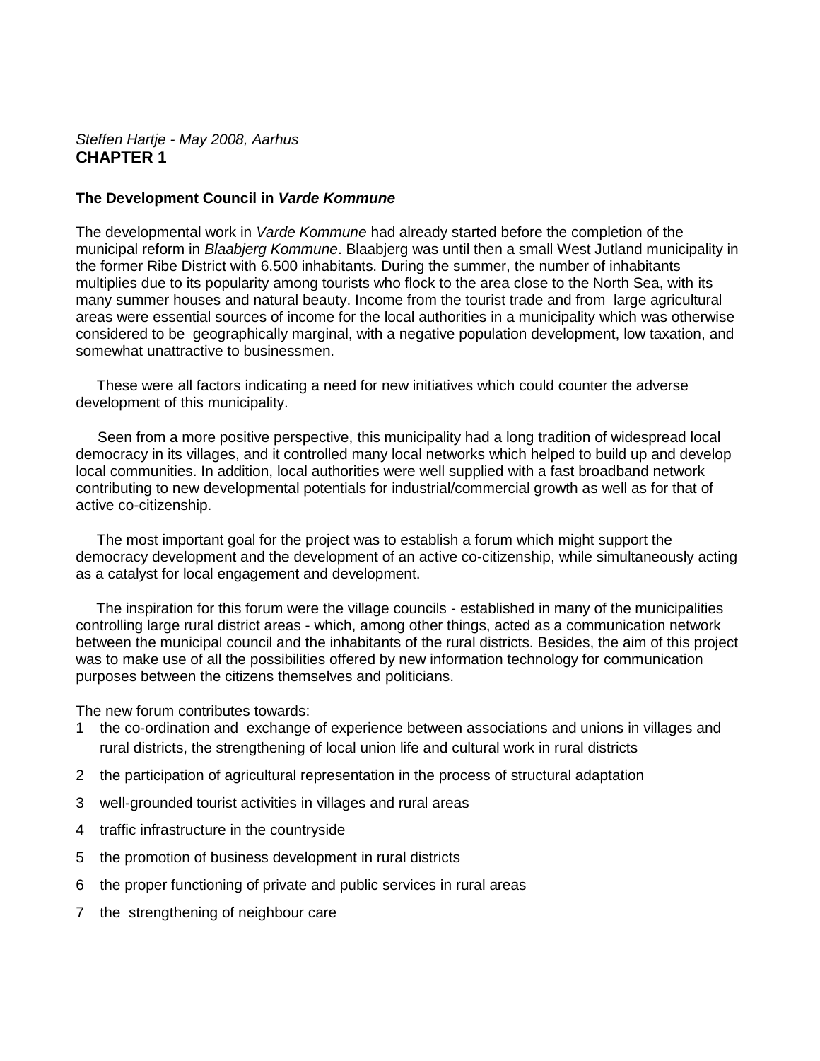*Steffen Hartje - May 2008, Aarhus*

# CHAPTER 1

### The Development Council in *Varde Kommune*

The developmental work in *Varde Kommune* had already started before the completion of the municipal reform in *Blaabjerg Kommune*. Blaabjerg was until then a small West Jutland municipality in the former Ribe District with 6.500 inhabitants. During the summer, the number of inhabitants multiplies due to its popularity among tourists who flock to the area close to the North Sea, with its many summer houses and natural beauty. Income from the tourist trade and from large agricultural areas were essential sources of income for the local authorities in a municipality which was otherwise considered to be geographically marginal, with a negative population development, low taxation, and somewhat unattractive to businessmen.

These were all factors indicating a need for new initiatives which could counter the adverse development of this municipality.

Seen from a more positive perspective, this municipality had a long tradition of widespread local democracy in its villages, and it controlled many local networks which helped to build up and develop local communities. In addition, local authorities were well supplied with a fast broadband network contributing to new developmental potentials for industrial/commercial growth as well as for that of active co-citizenship.

The most important goal for the project was to establish a forum which might support the democracy development and the development of an active co-citizenship, while simultaneously acting as a catalyst for local engagement and development.

The inspiration for this forum were the village councils - established in many of the municipalities controlling large rural district areas - which, among other things, acted as a communication network between the municipal council and the inhabitants of the rural districts. Besides, the aim of this project was to make use of all the possibilities offered by new information technology for communication purposes between the citizens themselves and politicians.

The new forum contributes towards:

1. the co-ordination and exchange of experience between associations and unions in villages and rural districts, the strengthening of local union life and cultural work in rural districts
2. the participation of agricultural representation in the process of structural adaptation
3. well-grounded tourist activities in villages and rural areas
4. traffic infrastructure in the countryside
5. the promotion of business development in rural districts
6. the proper functioning of private and public services in rural areas
7. the strengthening of neighbour care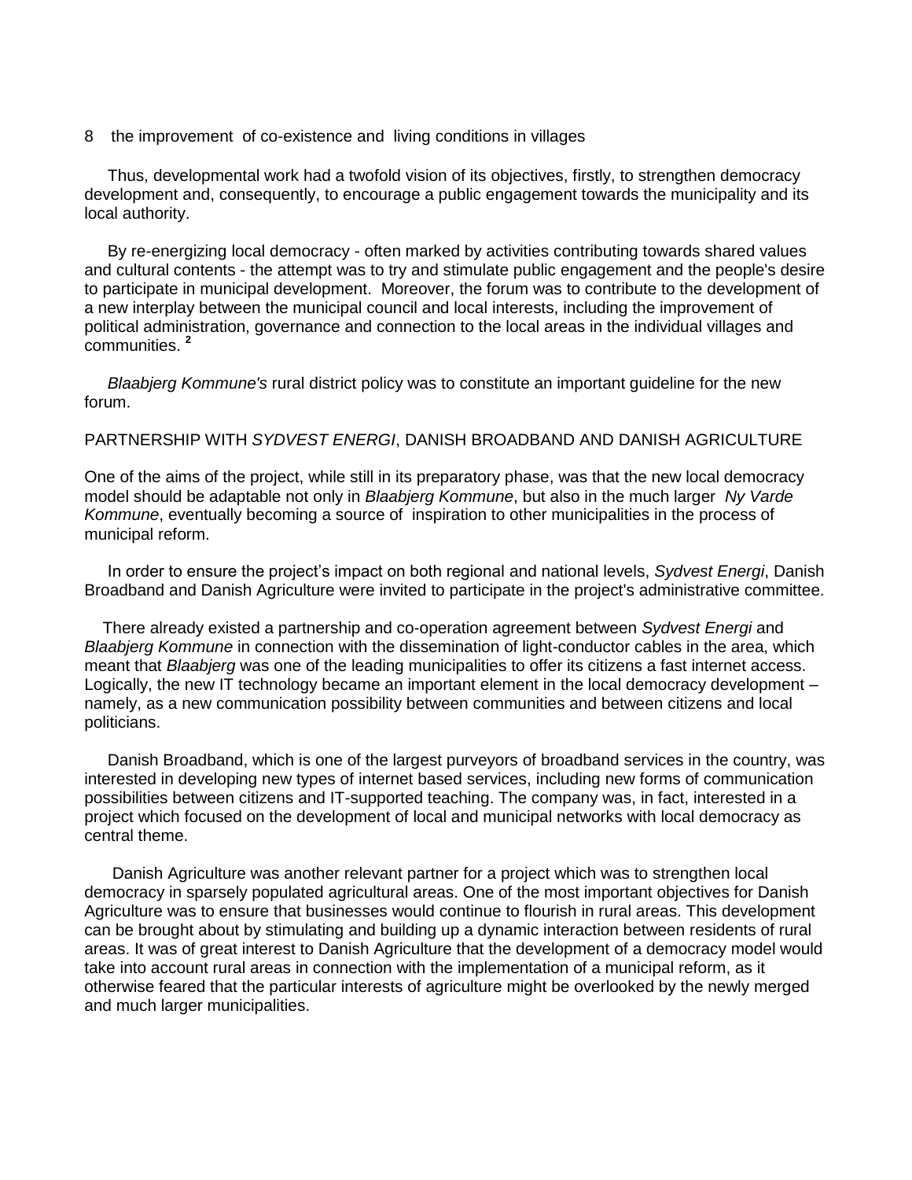8   the improvement of co-existence and living conditions in villages

Thus, developmental work had a twofold vision of its objectives, firstly, to strengthen democracy development and, consequently, to encourage a public engagement towards the municipality and its local authority.

By re-energizing local democracy - often marked by activities contributing towards shared values and cultural contents - the attempt was to try and stimulate public engagement and the people's desire to participate in municipal development. Moreover, the forum was to contribute to the development of a new interplay between the municipal council and local interests, including the improvement of political administration, governance and connection to the local areas in the individual villages and communities. [2]

*Blaabjerg Kommune's* rural district policy was to constitute an important guideline for the new forum.

PARTNERSHIP WITH *SYDVEST ENERGI*, DANISH BROADBAND AND DANISH AGRICULTURE

One of the aims of the project, while still in its preparatory phase, was that the new local democracy model should be adaptable not only in *Blaabjerg Kommune*, but also in the much larger *Ny Varde Kommune*, eventually becoming a source of inspiration to other municipalities in the process of municipal reform.

In order to ensure the project's impact on both regional and national levels, *Sydvest Energi*, Danish Broadband and Danish Agriculture were invited to participate in the project's administrative committee.

There already existed a partnership and co-operation agreement between *Sydvest Energi* and *Blaabjerg Kommune* in connection with the dissemination of light-conductor cables in the area, which meant that *Blaabjerg* was one of the leading municipalities to offer its citizens a fast internet access. Logically, the new IT technology became an important element in the local democracy development – namely, as a new communication possibility between communities and between citizens and local politicians.

Danish Broadband, which is one of the largest purveyors of broadband services in the country, was interested in developing new types of internet based services, including new forms of communication possibilities between citizens and IT-supported teaching. The company was, in fact, interested in a project which focused on the development of local and municipal networks with local democracy as central theme.

Danish Agriculture was another relevant partner for a project which was to strengthen local democracy in sparsely populated agricultural areas. One of the most important objectives for Danish Agriculture was to ensure that businesses would continue to flourish in rural areas. This development can be brought about by stimulating and building up a dynamic interaction between residents of rural areas. It was of great interest to Danish Agriculture that the development of a democracy model would take into account rural areas in connection with the implementation of a municipal reform, as it otherwise feared that the particular interests of agriculture might be overlooked by the newly merged and much larger municipalities.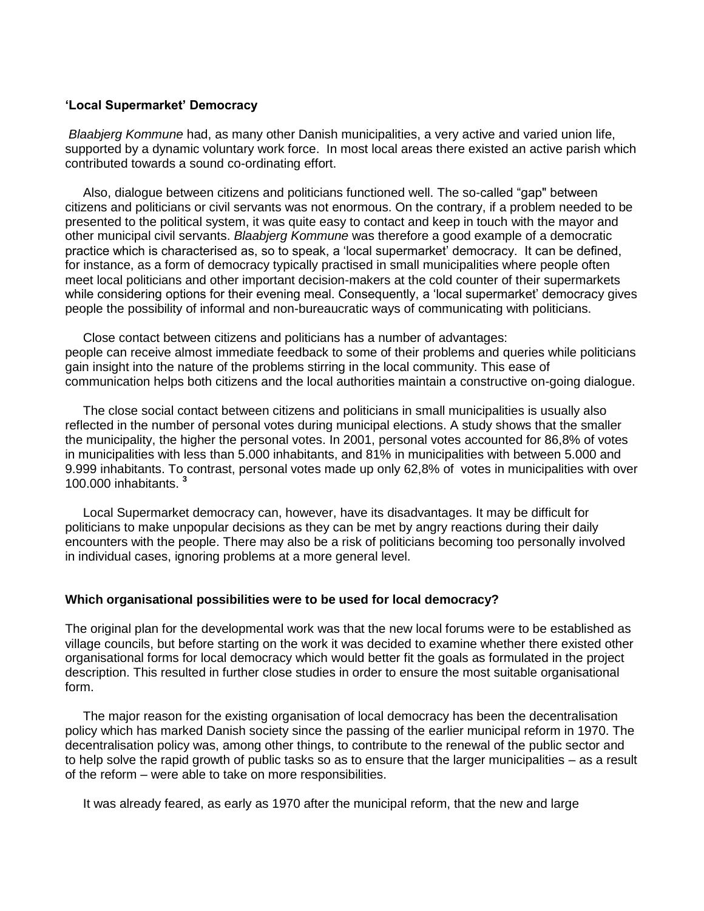## 'Local Supermarket' Democracy

*Blaabjerg Kommune* had, as many other Danish municipalities, a very active and varied union life, supported by a dynamic voluntary work force. In most local areas there existed an active parish which contributed towards a sound co-ordinating effort.

Also, dialogue between citizens and politicians functioned well. The so-called "gap" between citizens and politicians or civil servants was not enormous. On the contrary, if a problem needed to be presented to the political system, it was quite easy to contact and keep in touch with the mayor and other municipal civil servants. *Blaabjerg Kommune* was therefore a good example of a democratic practice which is characterised as, so to speak, a 'local supermarket' democracy. It can be defined, for instance, as a form of democracy typically practised in small municipalities where people often meet local politicians and other important decision-makers at the cold counter of their supermarkets while considering options for their evening meal. Consequently, a 'local supermarket' democracy gives people the possibility of informal and non-bureaucratic ways of communicating with politicians.

Close contact between citizens and politicians has a number of advantages:
people can receive almost immediate feedback to some of their problems and queries while politicians gain insight into the nature of the problems stirring in the local community. This ease of communication helps both citizens and the local authorities maintain a constructive on-going dialogue.

The close social contact between citizens and politicians in small municipalities is usually also reflected in the number of personal votes during municipal elections. A study shows that the smaller the municipality, the higher the personal votes. In 2001, personal votes accounted for 86,8% of votes in municipalities with less than 5.000 inhabitants, and 81% in municipalities with between 5.000 and 9.999 inhabitants. To contrast, personal votes made up only 62,8% of votes in municipalities with over 100.000 inhabitants. [3]

Local Supermarket democracy can, however, have its disadvantages. It may be difficult for politicians to make unpopular decisions as they can be met by angry reactions during their daily encounters with the people. There may also be a risk of politicians becoming too personally involved in individual cases, ignoring problems at a more general level.

## Which organisational possibilities were to be used for local democracy?

The original plan for the developmental work was that the new local forums were to be established as village councils, but before starting on the work it was decided to examine whether there existed other organisational forms for local democracy which would better fit the goals as formulated in the project description. This resulted in further close studies in order to ensure the most suitable organisational form.

The major reason for the existing organisation of local democracy has been the decentralisation policy which has marked Danish society since the passing of the earlier municipal reform in 1970. The decentralisation policy was, among other things, to contribute to the renewal of the public sector and to help solve the rapid growth of public tasks so as to ensure that the larger municipalities – as a result of the reform – were able to take on more responsibilities.

It was already feared, as early as 1970 after the municipal reform, that the new and large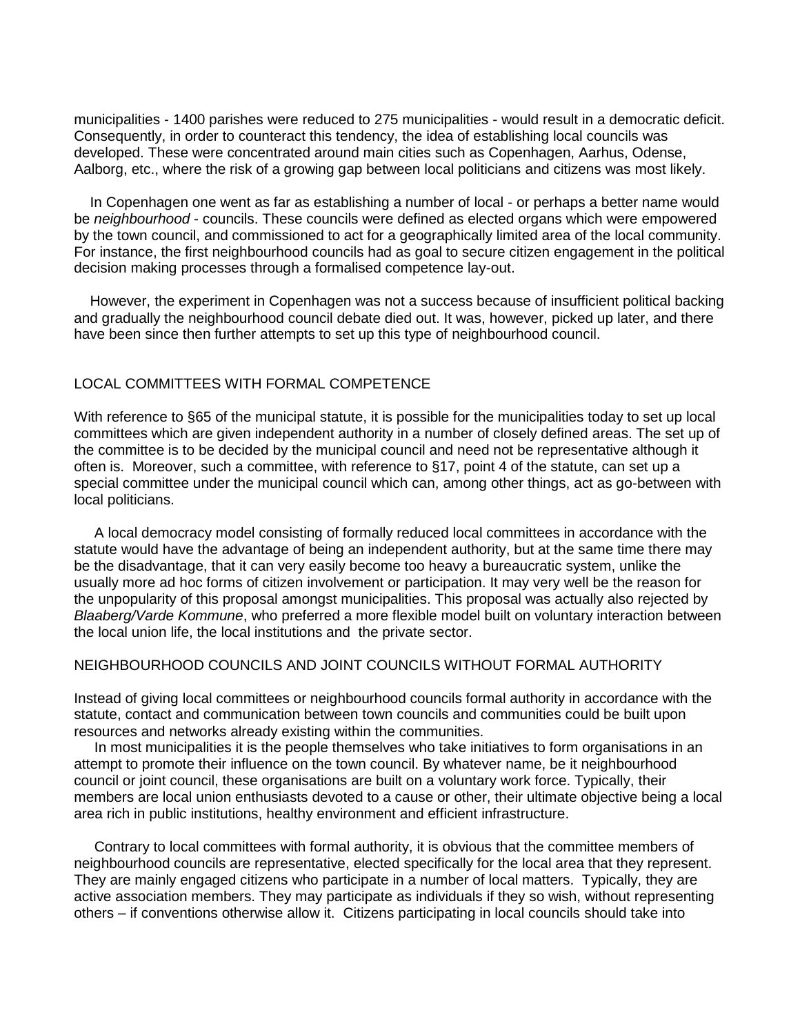municipalities - 1400 parishes were reduced to 275 municipalities - would result in a democratic deficit. Consequently, in order to counteract this tendency, the idea of establishing local councils was developed. These were concentrated around main cities such as Copenhagen, Aarhus, Odense, Aalborg, etc., where the risk of a growing gap between local politicians and citizens was most likely.

In Copenhagen one went as far as establishing a number of local - or perhaps a better name would be *neighbourhood* - councils. These councils were defined as elected organs which were empowered by the town council, and commissioned to act for a geographically limited area of the local community. For instance, the first neighbourhood councils had as goal to secure citizen engagement in the political decision making processes through a formalised competence lay-out.

However, the experiment in Copenhagen was not a success because of insufficient political backing and gradually the neighbourhood council debate died out. It was, however, picked up later, and there have been since then further attempts to set up this type of neighbourhood council.

## LOCAL COMMITTEES WITH FORMAL COMPETENCE

With reference to §65 of the municipal statute, it is possible for the municipalities today to set up local committees which are given independent authority in a number of closely defined areas. The set up of the committee is to be decided by the municipal council and need not be representative although it often is. Moreover, such a committee, with reference to §17, point 4 of the statute, can set up a special committee under the municipal council which can, among other things, act as go-between with local politicians.

A local democracy model consisting of formally reduced local committees in accordance with the statute would have the advantage of being an independent authority, but at the same time there may be the disadvantage, that it can very easily become too heavy a bureaucratic system, unlike the usually more ad hoc forms of citizen involvement or participation. It may very well be the reason for the unpopularity of this proposal amongst municipalities. This proposal was actually also rejected by *Blaaberg/Varde Kommune*, who preferred a more flexible model built on voluntary interaction between the local union life, the local institutions and the private sector.

## NEIGHBOURHOOD COUNCILS AND JOINT COUNCILS WITHOUT FORMAL AUTHORITY

Instead of giving local committees or neighbourhood councils formal authority in accordance with the statute, contact and communication between town councils and communities could be built upon resources and networks already existing within the communities.

In most municipalities it is the people themselves who take initiatives to form organisations in an attempt to promote their influence on the town council. By whatever name, be it neighbourhood council or joint council, these organisations are built on a voluntary work force. Typically, their members are local union enthusiasts devoted to a cause or other, their ultimate objective being a local area rich in public institutions, healthy environment and efficient infrastructure.

Contrary to local committees with formal authority, it is obvious that the committee members of neighbourhood councils are representative, elected specifically for the local area that they represent. They are mainly engaged citizens who participate in a number of local matters. Typically, they are active association members. They may participate as individuals if they so wish, without representing others – if conventions otherwise allow it. Citizens participating in local councils should take into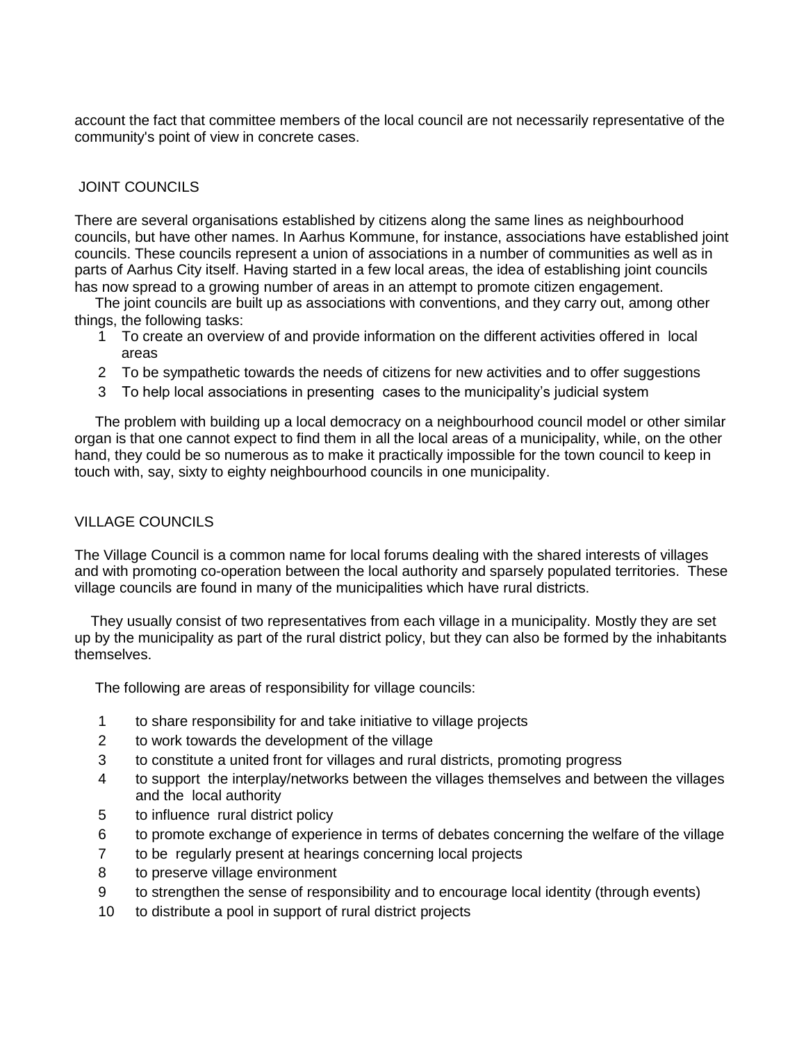account the fact that committee members of the local council are not necessarily representative of the community's point of view in concrete cases.

## JOINT COUNCILS

There are several organisations established by citizens along the same lines as neighbourhood councils, but have other names. In Aarhus Kommune, for instance, associations have established joint councils. These councils represent a union of associations in a number of communities as well as in parts of Aarhus City itself. Having started in a few local areas, the idea of establishing joint councils has now spread to a growing number of areas in an attempt to promote citizen engagement.

The joint councils are built up as associations with conventions, and they carry out, among other things, the following tasks:

1. To create an overview of and provide information on the different activities offered in local areas
2. To be sympathetic towards the needs of citizens for new activities and to offer suggestions
3. To help local associations in presenting cases to the municipality's judicial system

The problem with building up a local democracy on a neighbourhood council model or other similar organ is that one cannot expect to find them in all the local areas of a municipality, while, on the other hand, they could be so numerous as to make it practically impossible for the town council to keep in touch with, say, sixty to eighty neighbourhood councils in one municipality.

## VILLAGE COUNCILS

The Village Council is a common name for local forums dealing with the shared interests of villages and with promoting co-operation between the local authority and sparsely populated territories. These village councils are found in many of the municipalities which have rural districts.

They usually consist of two representatives from each village in a municipality. Mostly they are set up by the municipality as part of the rural district policy, but they can also be formed by the inhabitants themselves.

The following are areas of responsibility for village councils:

1. to share responsibility for and take initiative to village projects
2. to work towards the development of the village
3. to constitute a united front for villages and rural districts, promoting progress
4. to support the interplay/networks between the villages themselves and between the villages and the local authority
5. to influence rural district policy
6. to promote exchange of experience in terms of debates concerning the welfare of the village
7. to be regularly present at hearings concerning local projects
8. to preserve village environment
9. to strengthen the sense of responsibility and to encourage local identity (through events)
10. to distribute a pool in support of rural district projects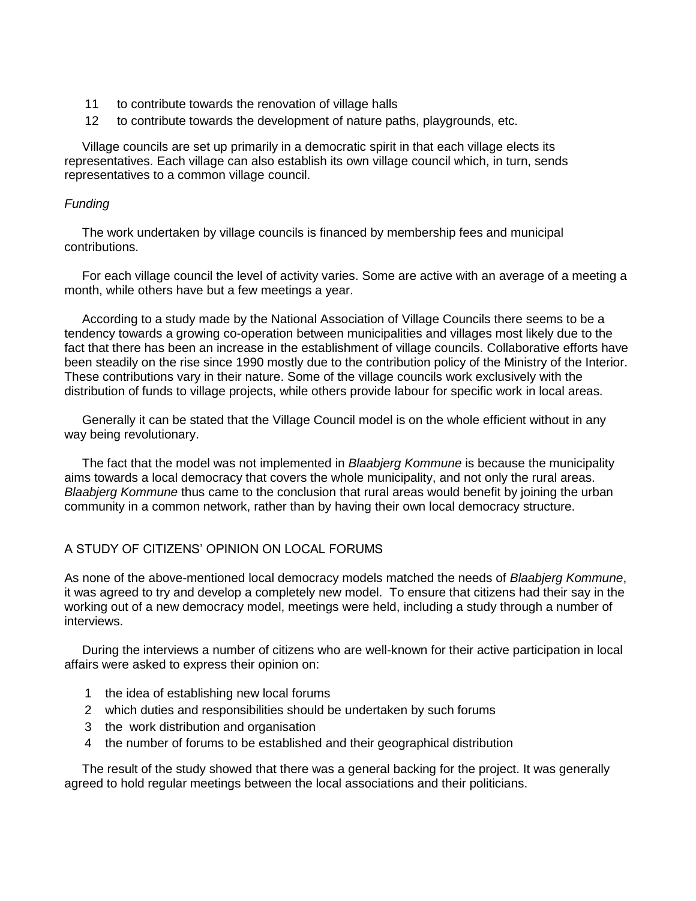11. to contribute towards the renovation of village halls
12. to contribute towards the development of nature paths, playgrounds, etc.

Village councils are set up primarily in a democratic spirit in that each village elects its representatives. Each village can also establish its own village council which, in turn, sends representatives to a common village council.

*Funding*

The work undertaken by village councils is financed by membership fees and municipal contributions.

For each village council the level of activity varies. Some are active with an average of a meeting a month, while others have but a few meetings a year.

According to a study made by the National Association of Village Councils there seems to be a tendency towards a growing co-operation between municipalities and villages most likely due to the fact that there has been an increase in the establishment of village councils. Collaborative efforts have been steadily on the rise since 1990 mostly due to the contribution policy of the Ministry of the Interior. These contributions vary in their nature. Some of the village councils work exclusively with the distribution of funds to village projects, while others provide labour for specific work in local areas.

Generally it can be stated that the Village Council model is on the whole efficient without in any way being revolutionary.

The fact that the model was not implemented in *Blaabjerg Kommune* is because the municipality aims towards a local democracy that covers the whole municipality, and not only the rural areas. *Blaabjerg Kommune* thus came to the conclusion that rural areas would benefit by joining the urban community in a common network, rather than by having their own local democracy structure.

## A STUDY OF CITIZENS' OPINION ON LOCAL FORUMS

As none of the above-mentioned local democracy models matched the needs of *Blaabjerg Kommune*, it was agreed to try and develop a completely new model. To ensure that citizens had their say in the working out of a new democracy model, meetings were held, including a study through a number of interviews.

During the interviews a number of citizens who are well-known for their active participation in local affairs were asked to express their opinion on:

1. the idea of establishing new local forums
2. which duties and responsibilities should be undertaken by such forums
3. the work distribution and organisation
4. the number of forums to be established and their geographical distribution

The result of the study showed that there was a general backing for the project. It was generally agreed to hold regular meetings between the local associations and their politicians.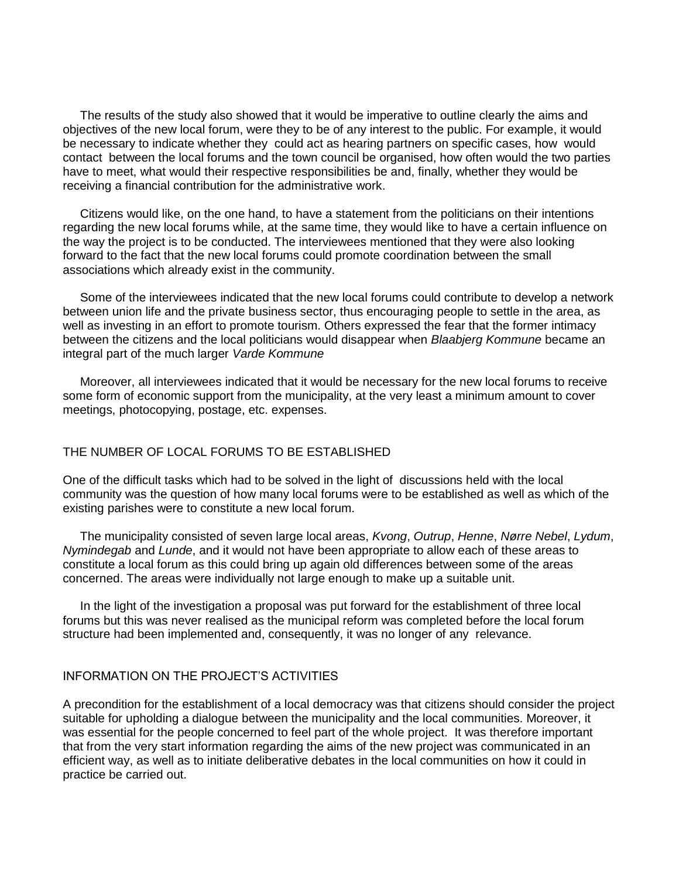The results of the study also showed that it would be imperative to outline clearly the aims and objectives of the new local forum, were they to be of any interest to the public. For example, it would be necessary to indicate whether they could act as hearing partners on specific cases, how would contact between the local forums and the town council be organised, how often would the two parties have to meet, what would their respective responsibilities be and, finally, whether they would be receiving a financial contribution for the administrative work.

Citizens would like, on the one hand, to have a statement from the politicians on their intentions regarding the new local forums while, at the same time, they would like to have a certain influence on the way the project is to be conducted. The interviewees mentioned that they were also looking forward to the fact that the new local forums could promote coordination between the small associations which already exist in the community.

Some of the interviewees indicated that the new local forums could contribute to develop a network between union life and the private business sector, thus encouraging people to settle in the area, as well as investing in an effort to promote tourism. Others expressed the fear that the former intimacy between the citizens and the local politicians would disappear when *Blaabjerg Kommune* became an integral part of the much larger *Varde Kommune*

Moreover, all interviewees indicated that it would be necessary for the new local forums to receive some form of economic support from the municipality, at the very least a minimum amount to cover meetings, photocopying, postage, etc. expenses.

## THE NUMBER OF LOCAL FORUMS TO BE ESTABLISHED

One of the difficult tasks which had to be solved in the light of discussions held with the local community was the question of how many local forums were to be established as well as which of the existing parishes were to constitute a new local forum.

The municipality consisted of seven large local areas, *Kvong*, *Outrup*, *Henne*, *Nørre Nebel*, *Lydum*, *Nymindegab* and *Lunde*, and it would not have been appropriate to allow each of these areas to constitute a local forum as this could bring up again old differences between some of the areas concerned. The areas were individually not large enough to make up a suitable unit.

In the light of the investigation a proposal was put forward for the establishment of three local forums but this was never realised as the municipal reform was completed before the local forum structure had been implemented and, consequently, it was no longer of any relevance.

## INFORMATION ON THE PROJECT'S ACTIVITIES

A precondition for the establishment of a local democracy was that citizens should consider the project suitable for upholding a dialogue between the municipality and the local communities. Moreover, it was essential for the people concerned to feel part of the whole project. It was therefore important that from the very start information regarding the aims of the new project was communicated in an efficient way, as well as to initiate deliberative debates in the local communities on how it could in practice be carried out.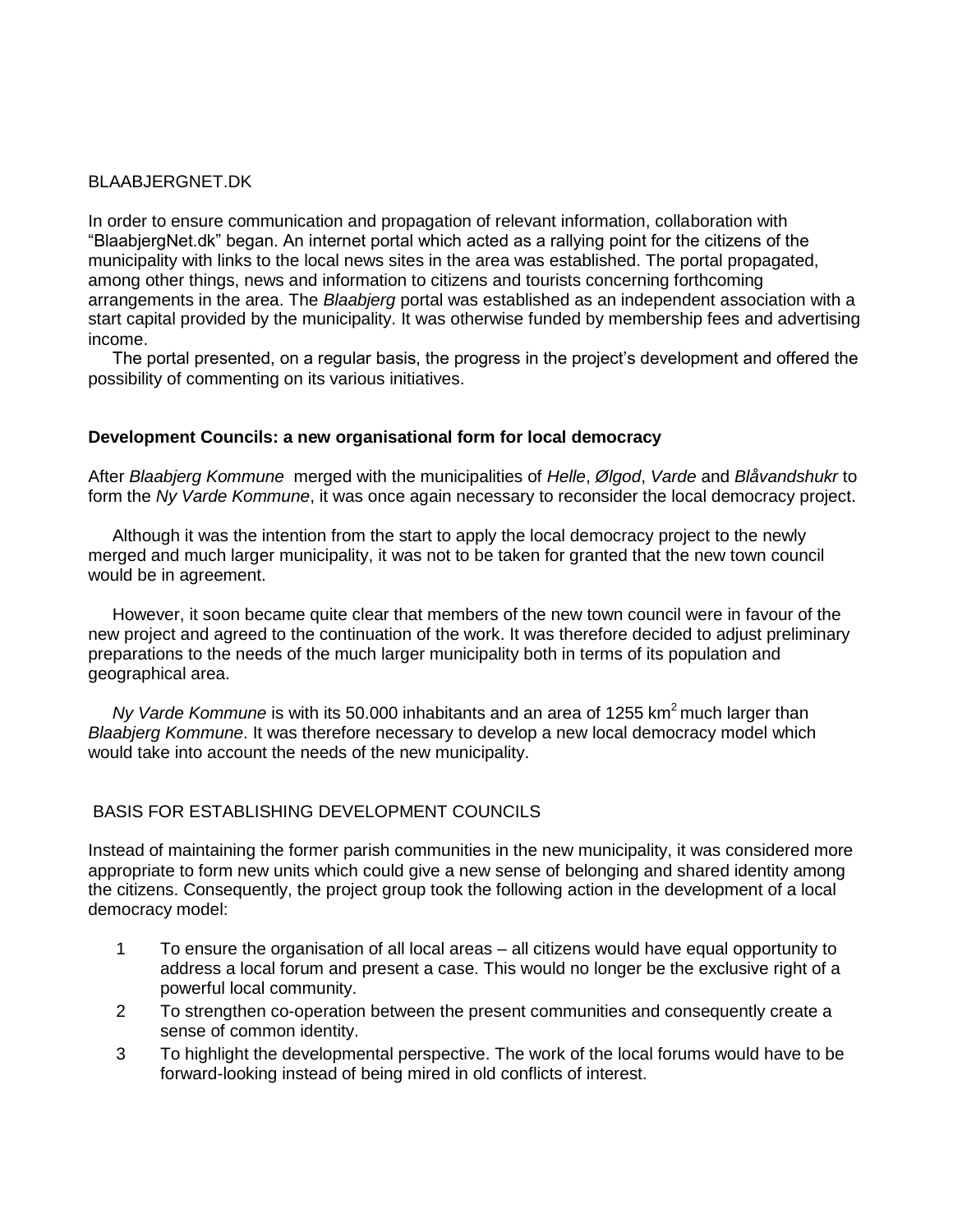BLAABJERGNET.DK

In order to ensure communication and propagation of relevant information, collaboration with "BlaabjergNet.dk" began. An internet portal which acted as a rallying point for the citizens of the municipality with links to the local news sites in the area was established. The portal propagated, among other things, news and information to citizens and tourists concerning forthcoming arrangements in the area. The *Blaabjerg* portal was established as an independent association with a start capital provided by the municipality. It was otherwise funded by membership fees and advertising income.

The portal presented, on a regular basis, the progress in the project's development and offered the possibility of commenting on its various initiatives.

**Development Councils: a new organisational form for local democracy**

After *Blaabjerg Kommune* merged with the municipalities of *Helle*, *Ølgod*, *Varde* and *Blåvandshukr* to form the *Ny Varde Kommune*, it was once again necessary to reconsider the local democracy project.

Although it was the intention from the start to apply the local democracy project to the newly merged and much larger municipality, it was not to be taken for granted that the new town council would be in agreement.

However, it soon became quite clear that members of the new town council were in favour of the new project and agreed to the continuation of the work. It was therefore decided to adjust preliminary preparations to the needs of the much larger municipality both in terms of its population and geographical area.

*Ny Varde Kommune* is with its 50.000 inhabitants and an area of 1255 km$^2$ much larger than *Blaabjerg Kommune*. It was therefore necessary to develop a new local democracy model which would take into account the needs of the new municipality.

BASIS FOR ESTABLISHING DEVELOPMENT COUNCILS

Instead of maintaining the former parish communities in the new municipality, it was considered more appropriate to form new units which could give a new sense of belonging and shared identity among the citizens. Consequently, the project group took the following action in the development of a local democracy model:

1. To ensure the organisation of all local areas – all citizens would have equal opportunity to address a local forum and present a case. This would no longer be the exclusive right of a powerful local community.
2. To strengthen co-operation between the present communities and consequently create a sense of common identity.
3. To highlight the developmental perspective. The work of the local forums would have to be forward-looking instead of being mired in old conflicts of interest.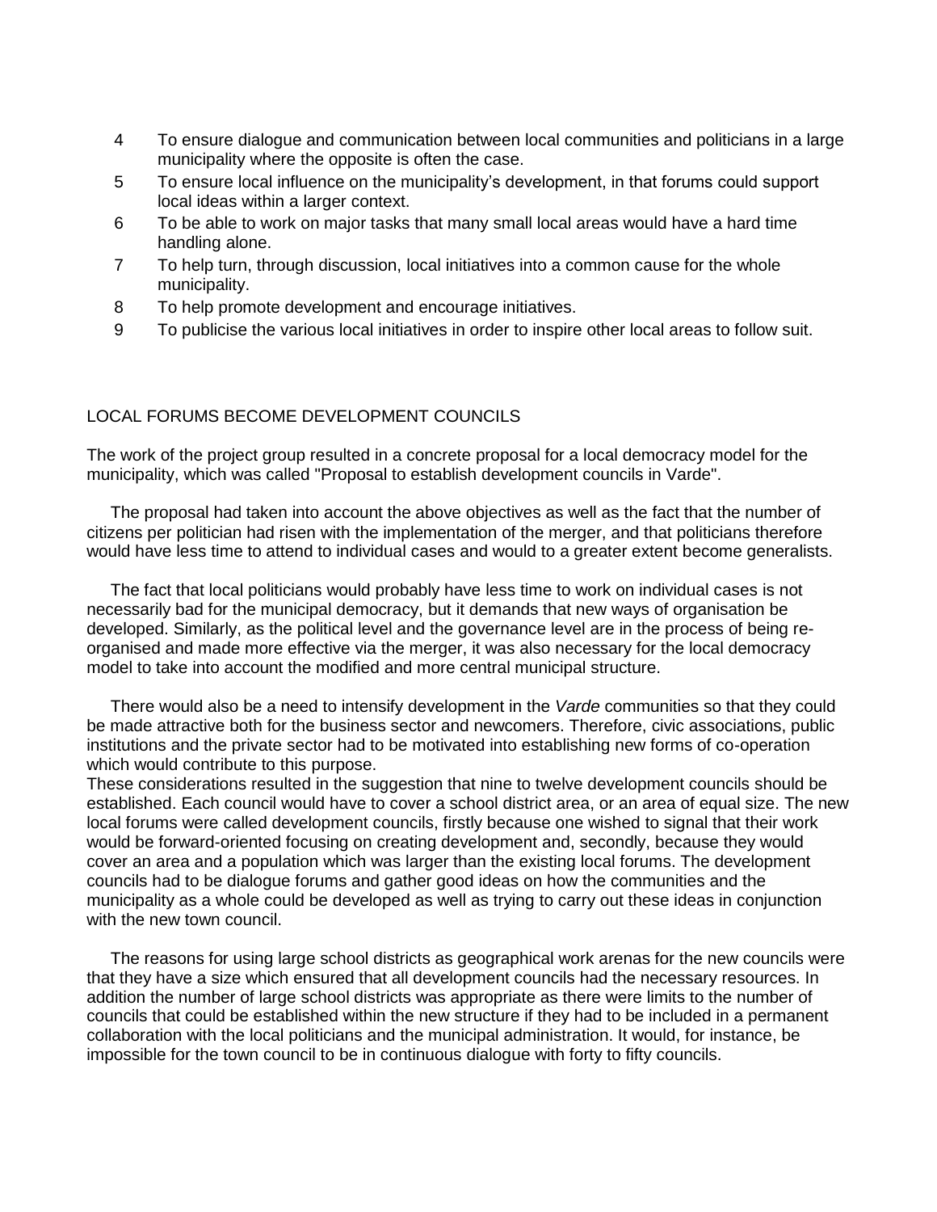4. To ensure dialogue and communication between local communities and politicians in a large municipality where the opposite is often the case.
5. To ensure local influence on the municipality's development, in that forums could support local ideas within a larger context.
6. To be able to work on major tasks that many small local areas would have a hard time handling alone.
7. To help turn, through discussion, local initiatives into a common cause for the whole municipality.
8. To help promote development and encourage initiatives.
9. To publicise the various local initiatives in order to inspire other local areas to follow suit.

## LOCAL FORUMS BECOME DEVELOPMENT COUNCILS

The work of the project group resulted in a concrete proposal for a local democracy model for the municipality, which was called "Proposal to establish development councils in Varde".

The proposal had taken into account the above objectives as well as the fact that the number of citizens per politician had risen with the implementation of the merger, and that politicians therefore would have less time to attend to individual cases and would to a greater extent become generalists.

The fact that local politicians would probably have less time to work on individual cases is not necessarily bad for the municipal democracy, but it demands that new ways of organisation be developed. Similarly, as the political level and the governance level are in the process of being re-organised and made more effective via the merger, it was also necessary for the local democracy model to take into account the modified and more central municipal structure.

There would also be a need to intensify development in the *Varde* communities so that they could be made attractive both for the business sector and newcomers. Therefore, civic associations, public institutions and the private sector had to be motivated into establishing new forms of co-operation which would contribute to this purpose.
These considerations resulted in the suggestion that nine to twelve development councils should be established. Each council would have to cover a school district area, or an area of equal size. The new local forums were called development councils, firstly because one wished to signal that their work would be forward-oriented focusing on creating development and, secondly, because they would cover an area and a population which was larger than the existing local forums. The development councils had to be dialogue forums and gather good ideas on how the communities and the municipality as a whole could be developed as well as trying to carry out these ideas in conjunction with the new town council.

The reasons for using large school districts as geographical work arenas for the new councils were that they have a size which ensured that all development councils had the necessary resources. In addition the number of large school districts was appropriate as there were limits to the number of councils that could be established within the new structure if they had to be included in a permanent collaboration with the local politicians and the municipal administration. It would, for instance, be impossible for the town council to be in continuous dialogue with forty to fifty councils.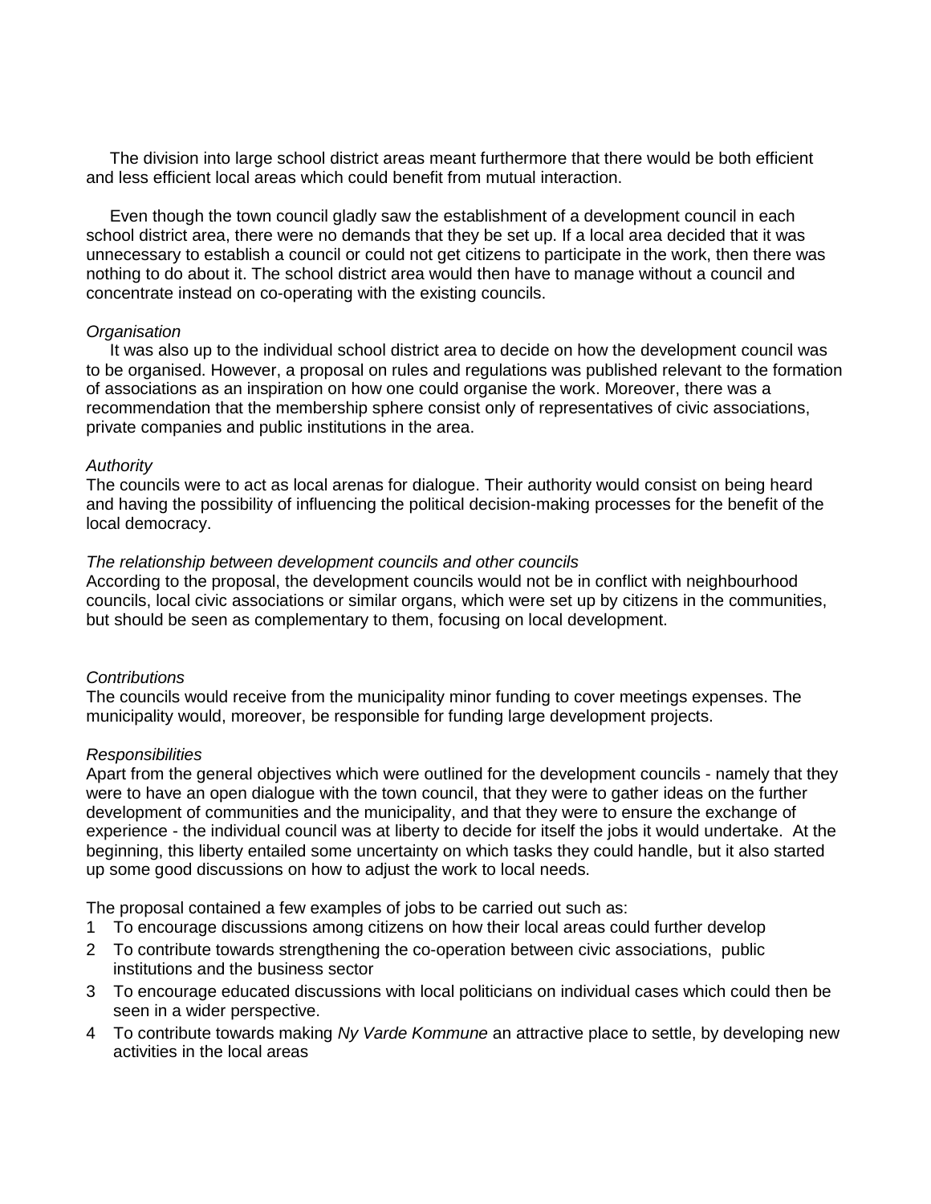The division into large school district areas meant furthermore that there would be both efficient and less efficient local areas which could benefit from mutual interaction.

Even though the town council gladly saw the establishment of a development council in each school district area, there were no demands that they be set up. If a local area decided that it was unnecessary to establish a council or could not get citizens to participate in the work, then there was nothing to do about it. The school district area would then have to manage without a council and concentrate instead on co-operating with the existing councils.

*Organisation*

It was also up to the individual school district area to decide on how the development council was to be organised. However, a proposal on rules and regulations was published relevant to the formation of associations as an inspiration on how one could organise the work. Moreover, there was a recommendation that the membership sphere consist only of representatives of civic associations, private companies and public institutions in the area.

*Authority*

The councils were to act as local arenas for dialogue. Their authority would consist on being heard and having the possibility of influencing the political decision-making processes for the benefit of the local democracy.

*The relationship between development councils and other councils*

According to the proposal, the development councils would not be in conflict with neighbourhood councils, local civic associations or similar organs, which were set up by citizens in the communities, but should be seen as complementary to them, focusing on local development.

*Contributions*

The councils would receive from the municipality minor funding to cover meetings expenses. The municipality would, moreover, be responsible for funding large development projects.

*Responsibilities*

Apart from the general objectives which were outlined for the development councils - namely that they were to have an open dialogue with the town council, that they were to gather ideas on the further development of communities and the municipality, and that they were to ensure the exchange of experience - the individual council was at liberty to decide for itself the jobs it would undertake. At the beginning, this liberty entailed some uncertainty on which tasks they could handle, but it also started up some good discussions on how to adjust the work to local needs.

The proposal contained a few examples of jobs to be carried out such as:

1. To encourage discussions among citizens on how their local areas could further develop
2. To contribute towards strengthening the co-operation between civic associations, public institutions and the business sector
3. To encourage educated discussions with local politicians on individual cases which could then be seen in a wider perspective.
4. To contribute towards making *Ny Varde Kommune* an attractive place to settle, by developing new activities in the local areas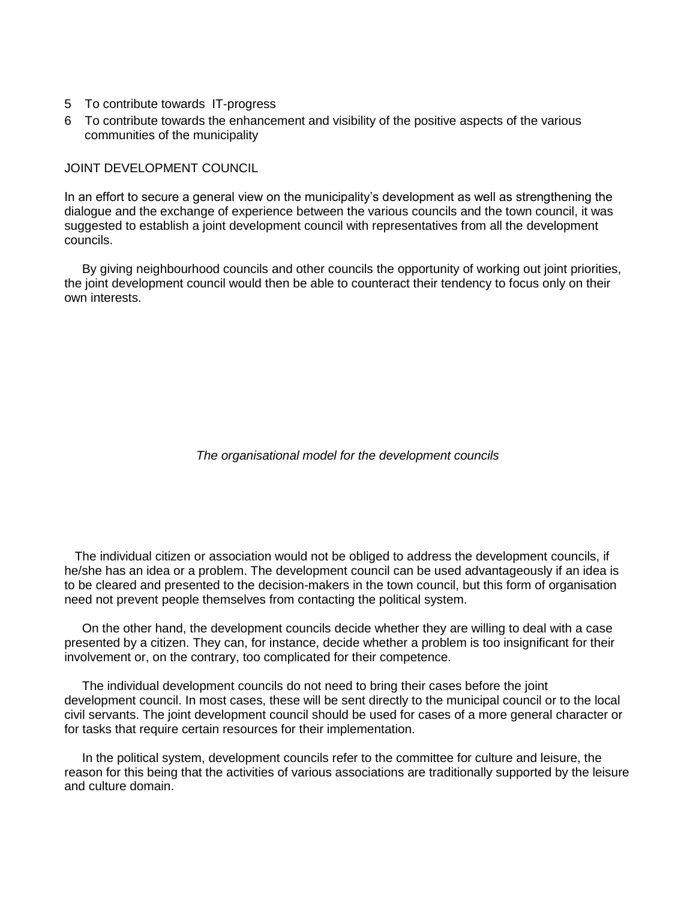5 To contribute towards IT-progress
6 To contribute towards the enhancement and visibility of the positive aspects of the various communities of the municipality

## JOINT DEVELOPMENT COUNCIL

In an effort to secure a general view on the municipality's development as well as strengthening the dialogue and the exchange of experience between the various councils and the town council, it was suggested to establish a joint development council with representatives from all the development councils.

By giving neighbourhood councils and other councils the opportunity of working out joint priorities, the joint development council would then be able to counteract their tendency to focus only on their own interests.

*The organisational model for the development councils*

The individual citizen or association would not be obliged to address the development councils, if he/she has an idea or a problem. The development council can be used advantageously if an idea is to be cleared and presented to the decision-makers in the town council, but this form of organisation need not prevent people themselves from contacting the political system.

On the other hand, the development councils decide whether they are willing to deal with a case presented by a citizen. They can, for instance, decide whether a problem is too insignificant for their involvement or, on the contrary, too complicated for their competence.

The individual development councils do not need to bring their cases before the joint development council. In most cases, these will be sent directly to the municipal council or to the local civil servants. The joint development council should be used for cases of a more general character or for tasks that require certain resources for their implementation.

In the political system, development councils refer to the committee for culture and leisure, the reason for this being that the activities of various associations are traditionally supported by the leisure and culture domain.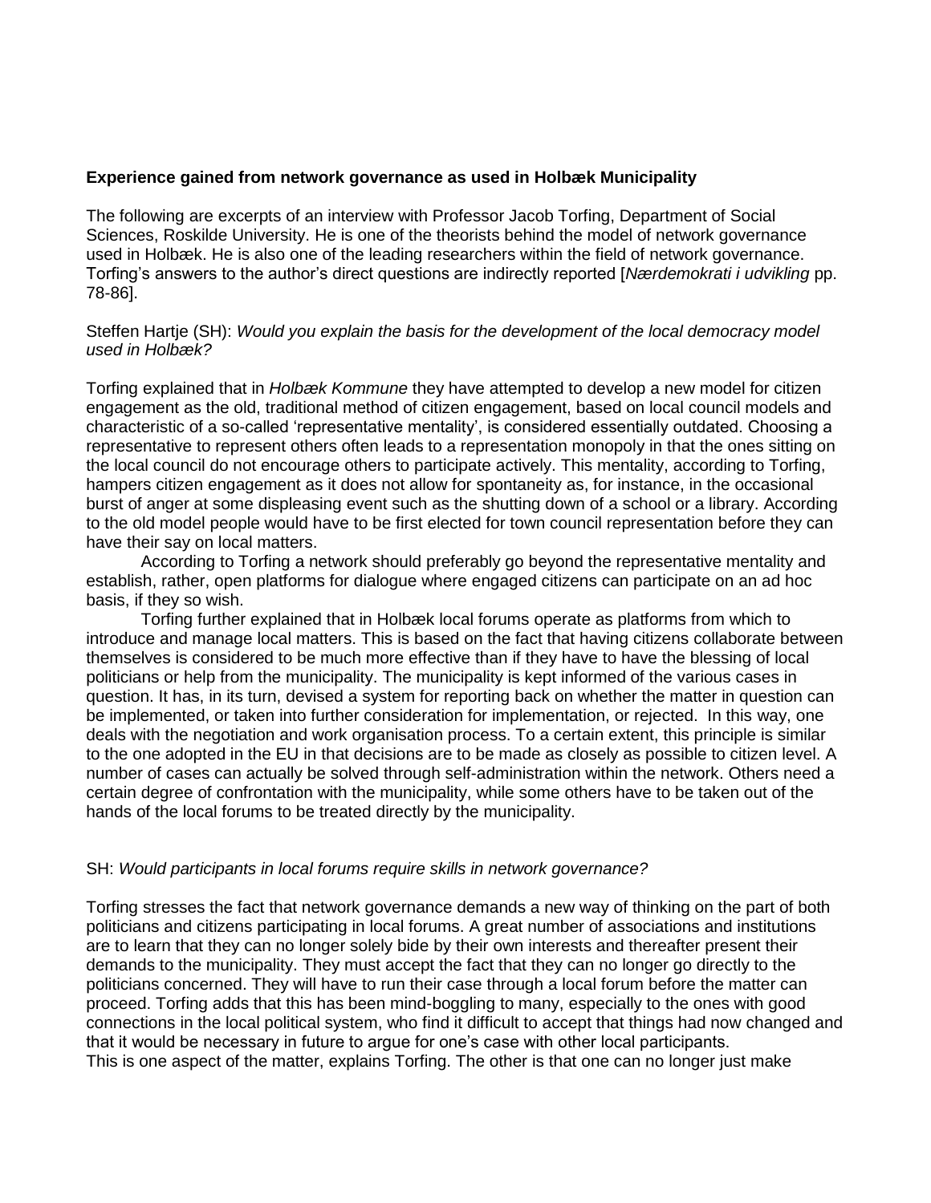**Experience gained from network governance as used in Holbæk Municipality**

The following are excerpts of an interview with Professor Jacob Torfing, Department of Social Sciences, Roskilde University. He is one of the theorists behind the model of network governance used in Holbæk. He is also one of the leading researchers within the field of network governance. Torfing's answers to the author's direct questions are indirectly reported [*Nærdemokrati i udvikling* pp. 78-86].

Steffen Hartje (SH): *Would you explain the basis for the development of the local democracy model used in Holbæk?*

Torfing explained that in *Holbæk Kommune* they have attempted to develop a new model for citizen engagement as the old, traditional method of citizen engagement, based on local council models and characteristic of a so-called 'representative mentality', is considered essentially outdated. Choosing a representative to represent others often leads to a representation monopoly in that the ones sitting on the local council do not encourage others to participate actively. This mentality, according to Torfing, hampers citizen engagement as it does not allow for spontaneity as, for instance, in the occasional burst of anger at some displeasing event such as the shutting down of a school or a library. According to the old model people would have to be first elected for town council representation before they can have their say on local matters.

According to Torfing a network should preferably go beyond the representative mentality and establish, rather, open platforms for dialogue where engaged citizens can participate on an ad hoc basis, if they so wish.

Torfing further explained that in Holbæk local forums operate as platforms from which to introduce and manage local matters. This is based on the fact that having citizens collaborate between themselves is considered to be much more effective than if they have to have the blessing of local politicians or help from the municipality. The municipality is kept informed of the various cases in question. It has, in its turn, devised a system for reporting back on whether the matter in question can be implemented, or taken into further consideration for implementation, or rejected. In this way, one deals with the negotiation and work organisation process. To a certain extent, this principle is similar to the one adopted in the EU in that decisions are to be made as closely as possible to citizen level. A number of cases can actually be solved through self-administration within the network. Others need a certain degree of confrontation with the municipality, while some others have to be taken out of the hands of the local forums to be treated directly by the municipality.

SH: *Would participants in local forums require skills in network governance?*

Torfing stresses the fact that network governance demands a new way of thinking on the part of both politicians and citizens participating in local forums. A great number of associations and institutions are to learn that they can no longer solely bide by their own interests and thereafter present their demands to the municipality. They must accept the fact that they can no longer go directly to the politicians concerned. They will have to run their case through a local forum before the matter can proceed. Torfing adds that this has been mind-boggling to many, especially to the ones with good connections in the local political system, who find it difficult to accept that things had now changed and that it would be necessary in future to argue for one's case with other local participants.
This is one aspect of the matter, explains Torfing. The other is that one can no longer just make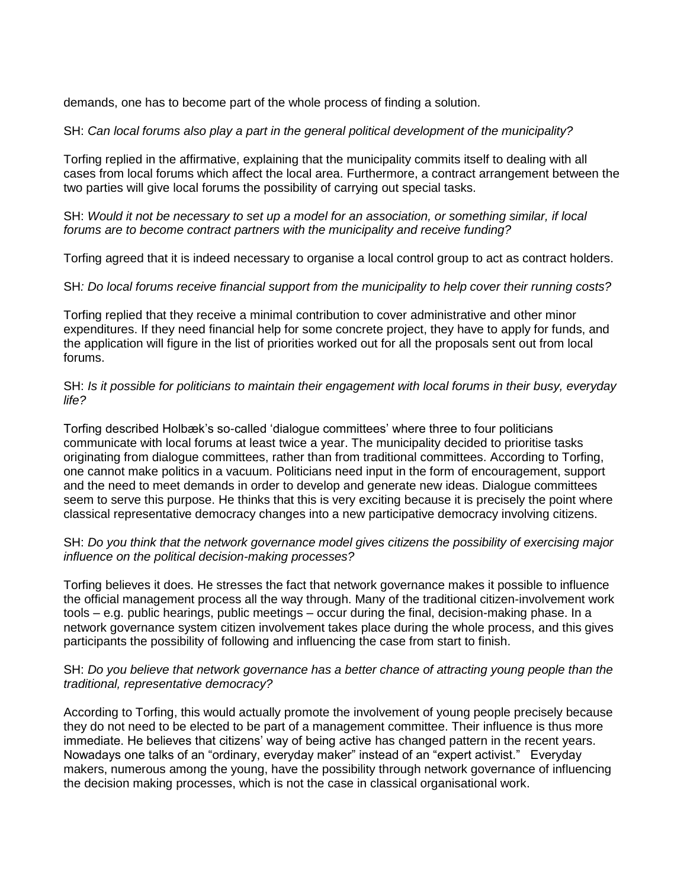demands, one has to become part of the whole process of finding a solution.

SH: *Can local forums also play a part in the general political development of the municipality?*

Torfing replied in the affirmative, explaining that the municipality commits itself to dealing with all cases from local forums which affect the local area. Furthermore, a contract arrangement between the two parties will give local forums the possibility of carrying out special tasks.

SH: *Would it not be necessary to set up a model for an association, or something similar, if local forums are to become contract partners with the municipality and receive funding?*

Torfing agreed that it is indeed necessary to organise a local control group to act as contract holders.

SH*: Do local forums receive financial support from the municipality to help cover their running costs?*

Torfing replied that they receive a minimal contribution to cover administrative and other minor expenditures. If they need financial help for some concrete project, they have to apply for funds, and the application will figure in the list of priorities worked out for all the proposals sent out from local forums.

SH: *Is it possible for politicians to maintain their engagement with local forums in their busy, everyday life?*

Torfing described Holbæk's so-called 'dialogue committees' where three to four politicians communicate with local forums at least twice a year. The municipality decided to prioritise tasks originating from dialogue committees, rather than from traditional committees. According to Torfing, one cannot make politics in a vacuum. Politicians need input in the form of encouragement, support and the need to meet demands in order to develop and generate new ideas. Dialogue committees seem to serve this purpose. He thinks that this is very exciting because it is precisely the point where classical representative democracy changes into a new participative democracy involving citizens.

SH: *Do you think that the network governance model gives citizens the possibility of exercising major influence on the political decision-making processes?*

Torfing believes it does. He stresses the fact that network governance makes it possible to influence the official management process all the way through. Many of the traditional citizen-involvement work tools – e.g. public hearings, public meetings – occur during the final, decision-making phase. In a network governance system citizen involvement takes place during the whole process, and this gives participants the possibility of following and influencing the case from start to finish.

SH: *Do you believe that network governance has a better chance of attracting young people than the traditional, representative democracy?*

According to Torfing, this would actually promote the involvement of young people precisely because they do not need to be elected to be part of a management committee. Their influence is thus more immediate. He believes that citizens' way of being active has changed pattern in the recent years. Nowadays one talks of an "ordinary, everyday maker" instead of an "expert activist." Everyday makers, numerous among the young, have the possibility through network governance of influencing the decision making processes, which is not the case in classical organisational work.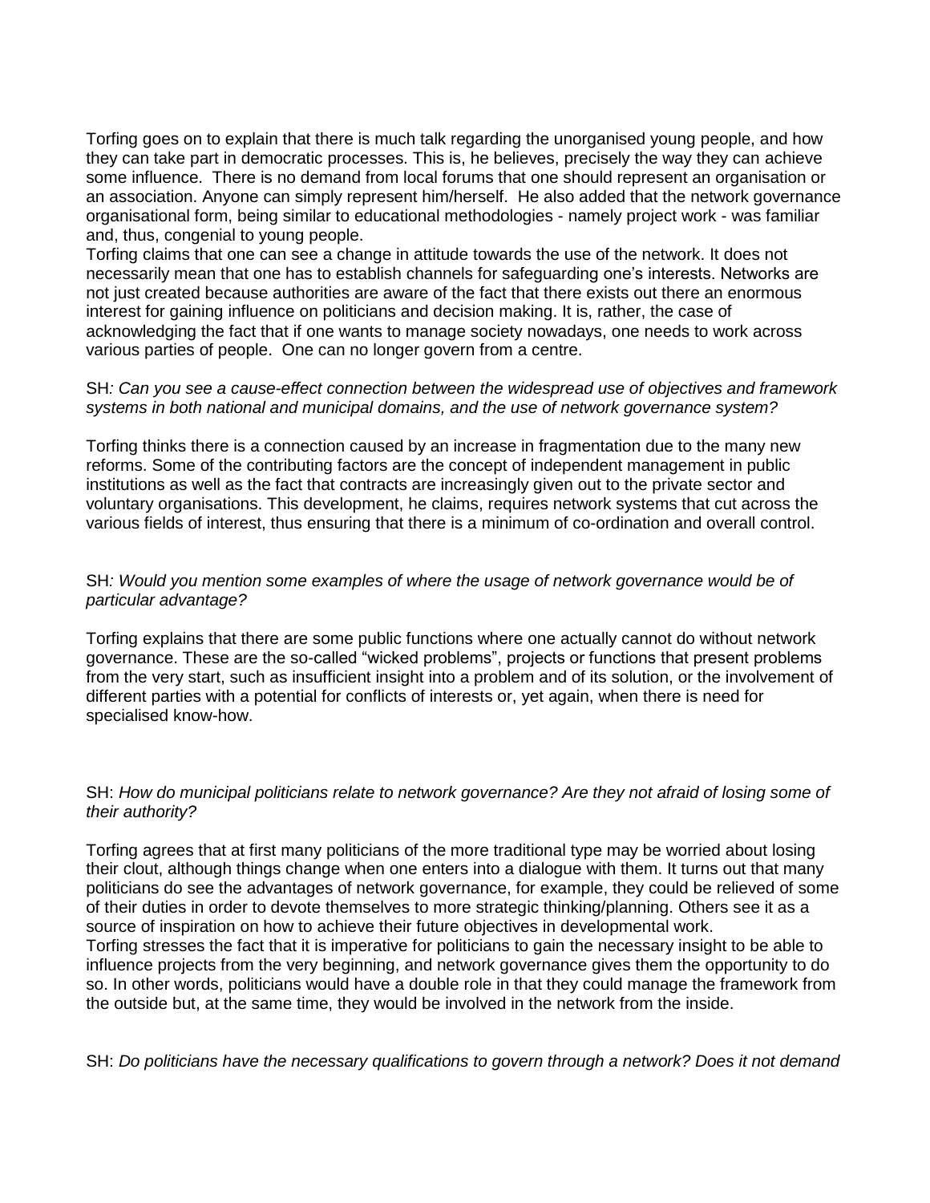Torfing goes on to explain that there is much talk regarding the unorganised young people, and how they can take part in democratic processes. This is, he believes, precisely the way they can achieve some influence. There is no demand from local forums that one should represent an organisation or an association. Anyone can simply represent him/herself. He also added that the network governance organisational form, being similar to educational methodologies - namely project work - was familiar and, thus, congenial to young people.
Torfing claims that one can see a change in attitude towards the use of the network. It does not necessarily mean that one has to establish channels for safeguarding one's interests. Networks are not just created because authorities are aware of the fact that there exists out there an enormous interest for gaining influence on politicians and decision making. It is, rather, the case of acknowledging the fact that if one wants to manage society nowadays, one needs to work across various parties of people. One can no longer govern from a centre.

SH*: Can you see a cause-effect connection between the widespread use of objectives and framework systems in both national and municipal domains, and the use of network governance system?*

Torfing thinks there is a connection caused by an increase in fragmentation due to the many new reforms. Some of the contributing factors are the concept of independent management in public institutions as well as the fact that contracts are increasingly given out to the private sector and voluntary organisations. This development, he claims, requires network systems that cut across the various fields of interest, thus ensuring that there is a minimum of co-ordination and overall control.

SH*: Would you mention some examples of where the usage of network governance would be of particular advantage?*

Torfing explains that there are some public functions where one actually cannot do without network governance. These are the so-called "wicked problems", projects or functions that present problems from the very start, such as insufficient insight into a problem and of its solution, or the involvement of different parties with a potential for conflicts of interests or, yet again, when there is need for specialised know-how.

SH: *How do municipal politicians relate to network governance? Are they not afraid of losing some of their authority?*

Torfing agrees that at first many politicians of the more traditional type may be worried about losing their clout, although things change when one enters into a dialogue with them. It turns out that many politicians do see the advantages of network governance, for example, they could be relieved of some of their duties in order to devote themselves to more strategic thinking/planning. Others see it as a source of inspiration on how to achieve their future objectives in developmental work.
Torfing stresses the fact that it is imperative for politicians to gain the necessary insight to be able to influence projects from the very beginning, and network governance gives them the opportunity to do so. In other words, politicians would have a double role in that they could manage the framework from the outside but, at the same time, they would be involved in the network from the inside.

SH: *Do politicians have the necessary qualifications to govern through a network? Does it not demand*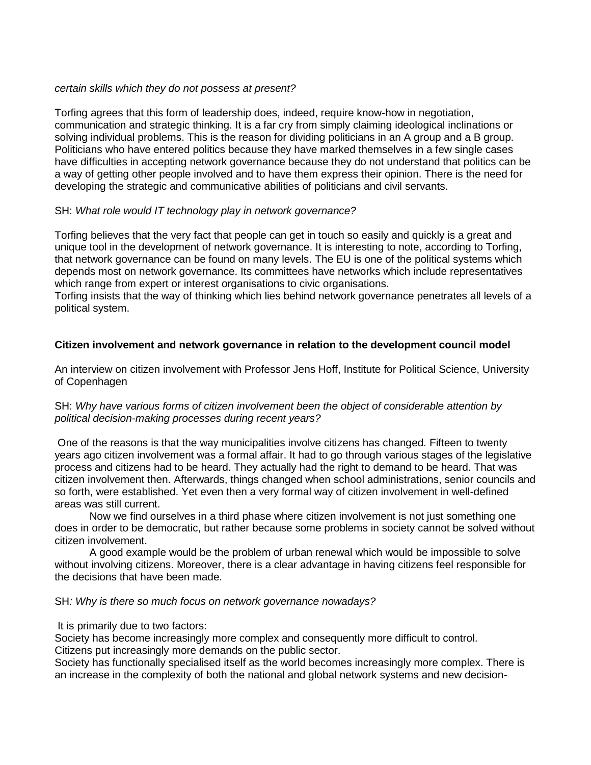*certain skills which they do not possess at present?*

Torfing agrees that this form of leadership does, indeed, require know-how in negotiation, communication and strategic thinking. It is a far cry from simply claiming ideological inclinations or solving individual problems. This is the reason for dividing politicians in an A group and a B group. Politicians who have entered politics because they have marked themselves in a few single cases have difficulties in accepting network governance because they do not understand that politics can be a way of getting other people involved and to have them express their opinion. There is the need for developing the strategic and communicative abilities of politicians and civil servants.

SH: *What role would IT technology play in network governance?*

Torfing believes that the very fact that people can get in touch so easily and quickly is a great and unique tool in the development of network governance. It is interesting to note, according to Torfing, that network governance can be found on many levels. The EU is one of the political systems which depends most on network governance. Its committees have networks which include representatives which range from expert or interest organisations to civic organisations.
Torfing insists that the way of thinking which lies behind network governance penetrates all levels of a political system.

**Citizen involvement and network governance in relation to the development council model**

An interview on citizen involvement with Professor Jens Hoff, Institute for Political Science, University of Copenhagen

SH: *Why have various forms of citizen involvement been the object of considerable attention by political decision-making processes during recent years?*

One of the reasons is that the way municipalities involve citizens has changed. Fifteen to twenty years ago citizen involvement was a formal affair. It had to go through various stages of the legislative process and citizens had to be heard. They actually had the right to demand to be heard. That was citizen involvement then. Afterwards, things changed when school administrations, senior councils and so forth, were established. Yet even then a very formal way of citizen involvement in well-defined areas was still current.

Now we find ourselves in a third phase where citizen involvement is not just something one does in order to be democratic, but rather because some problems in society cannot be solved without citizen involvement.

A good example would be the problem of urban renewal which would be impossible to solve without involving citizens. Moreover, there is a clear advantage in having citizens feel responsible for the decisions that have been made.

SH*: Why is there so much focus on network governance nowadays?*

It is primarily due to two factors:
Society has become increasingly more complex and consequently more difficult to control.
Citizens put increasingly more demands on the public sector.
Society has functionally specialised itself as the world becomes increasingly more complex. There is an increase in the complexity of both the national and global network systems and new decision-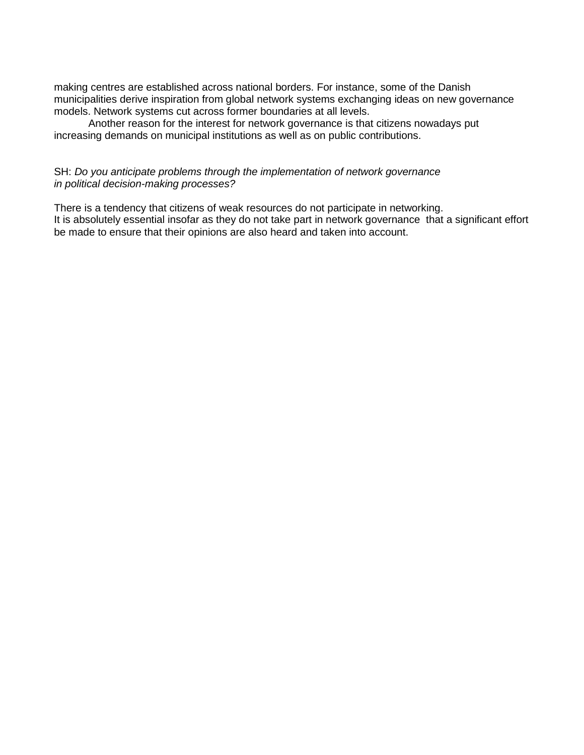making centres are established across national borders. For instance, some of the Danish municipalities derive inspiration from global network systems exchanging ideas on new governance models. Network systems cut across former boundaries at all levels.

Another reason for the interest for network governance is that citizens nowadays put increasing demands on municipal institutions as well as on public contributions.

SH: *Do you anticipate problems through the implementation of network governance in political decision-making processes?*

There is a tendency that citizens of weak resources do not participate in networking. It is absolutely essential insofar as they do not take part in network governance that a significant effort be made to ensure that their opinions are also heard and taken into account.